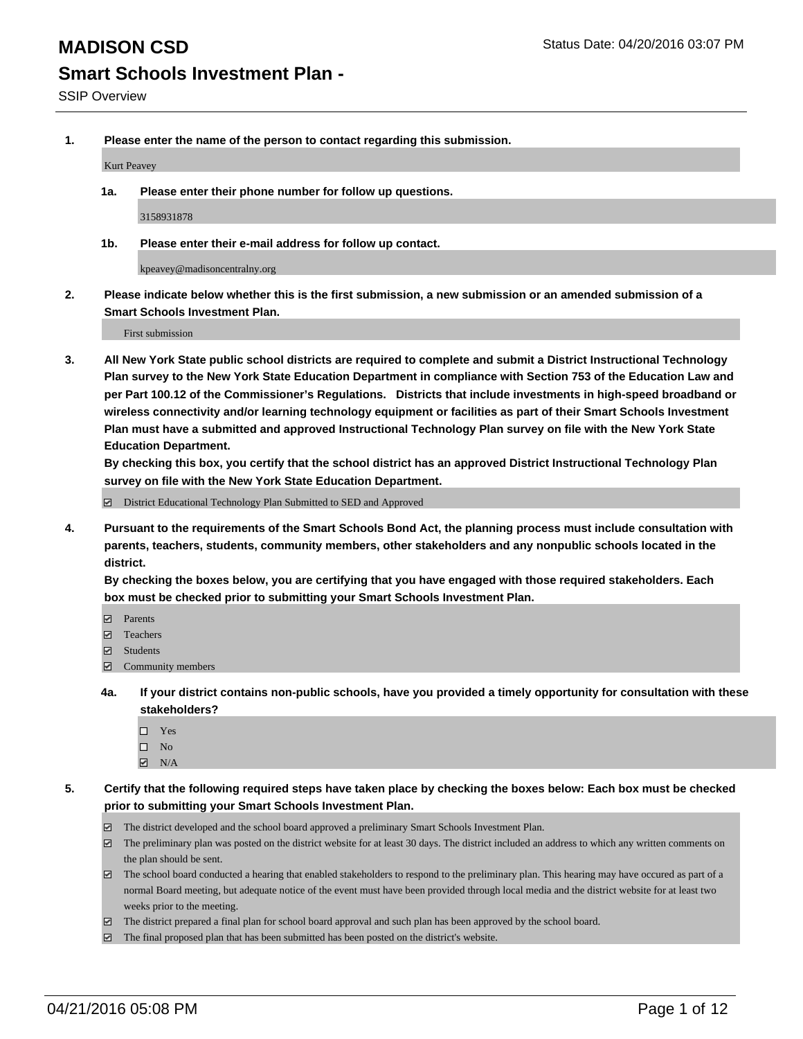# MADISON CSD

Status Date: 04/20/2016 03:07 PM

## Smart Schools Investment Plan -

SSIP Overview

**1. Please enter the name of the person to contact regarding this submission.**

Kurt Peavey

**1a. Please enter their phone number for follow up questions.**

3158931878

**1b. Please enter their e-mail address for follow up contact.**

kpeavey@madisoncentralny.org

**2. Please indicate below whether this is the first submission, a new submission or an amended submission of a Smart Schools Investment Plan.**

First submission

**3. All New York State public school districts are required to complete and submit a District Instructional Technology Plan survey to the New York State Education Department in compliance with Section 753 of the Education Law and per Part 100.12 of the Commissioner's Regulations. Districts that include investments in high-speed broadband or wireless connectivity and/or learning technology equipment or facilities as part of their Smart Schools Investment Plan must have a submitted and approved Instructional Technology Plan survey on file with the New York State Education Department.**
**By checking this box, you certify that the school district has an approved District Instructional Technology Plan survey on file with the New York State Education Department.**

- ☑ District Educational Technology Plan Submitted to SED and Approved

**4. Pursuant to the requirements of the Smart Schools Bond Act, the planning process must include consultation with parents, teachers, students, community members, other stakeholders and any nonpublic schools located in the district.**
**By checking the boxes below, you are certifying that you have engaged with those required stakeholders. Each box must be checked prior to submitting your Smart Schools Investment Plan.**

- ☑ Parents
- ☑ Teachers
- ☑ Students
- ☑ Community members

**4a. If your district contains non-public schools, have you provided a timely opportunity for consultation with these stakeholders?**

- ☐ Yes
- ☐ No
- ☑ N/A

**5. Certify that the following required steps have taken place by checking the boxes below: Each box must be checked prior to submitting your Smart Schools Investment Plan.**

- ☑ The district developed and the school board approved a preliminary Smart Schools Investment Plan.
- ☑ The preliminary plan was posted on the district website for at least 30 days. The district included an address to which any written comments on the plan should be sent.
- ☑ The school board conducted a hearing that enabled stakeholders to respond to the preliminary plan. This hearing may have occured as part of a normal Board meeting, but adequate notice of the event must have been provided through local media and the district website for at least two weeks prior to the meeting.
- ☑ The district prepared a final plan for school board approval and such plan has been approved by the school board.
- ☑ The final proposed plan that has been submitted has been posted on the district's website.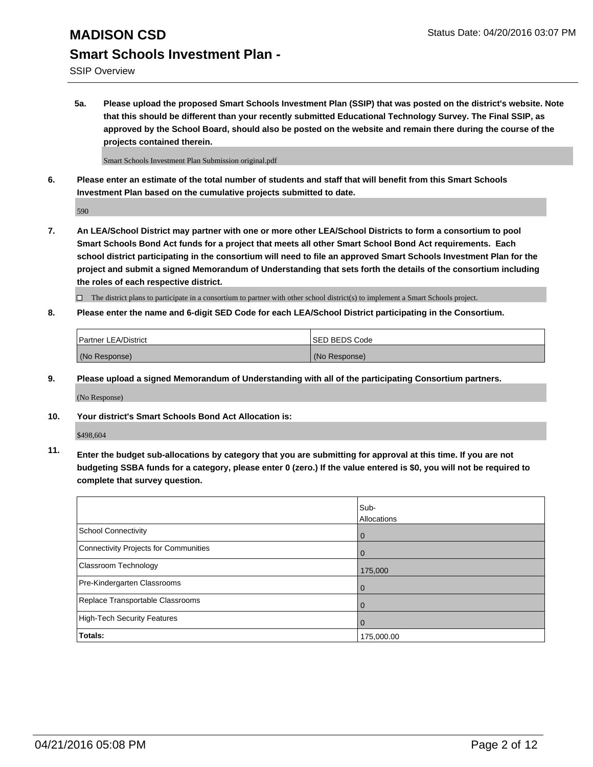5a. **Please upload the proposed Smart Schools Investment Plan (SSIP) that was posted on the district's website. Note that this should be different than your recently submitted Educational Technology Survey. The Final SSIP, as approved by the School Board, should also be posted on the website and remain there during the course of the projects contained therein.**

Smart Schools Investment Plan Submission original.pdf

6. **Please enter an estimate of the total number of students and staff that will benefit from this Smart Schools Investment Plan based on the cumulative projects submitted to date.**

590

7. **An LEA/School District may partner with one or more other LEA/School Districts to form a consortium to pool Smart Schools Bond Act funds for a project that meets all other Smart School Bond Act requirements. Each school district participating in the consortium will need to file an approved Smart Schools Investment Plan for the project and submit a signed Memorandum of Understanding that sets forth the details of the consortium including the roles of each respective district.**

☐ The district plans to participate in a consortium to partner with other school district(s) to implement a Smart Schools project.

8. **Please enter the name and 6-digit SED Code for each LEA/School District participating in the Consortium.**

| Partner LEA/District | SED BEDS Code |
|---|---|
| (No Response) | (No Response) |

9. **Please upload a signed Memorandum of Understanding with all of the participating Consortium partners.**

(No Response)

10. **Your district's Smart Schools Bond Act Allocation is:**

$498,604

11. **Enter the budget sub-allocations by category that you are submitting for approval at this time. If you are not budgeting SSBA funds for a category, please enter 0 (zero.) If the value entered is $0, you will not be required to complete that survey question.**

| | Sub-Allocations |
|---|---|
| School Connectivity | 0 |
| Connectivity Projects for Communities | 0 |
| Classroom Technology | 175,000 |
| Pre-Kindergarten Classrooms | 0 |
| Replace Transportable Classrooms | 0 |
| High-Tech Security Features | 0 |
| **Totals:** | 175,000.00 |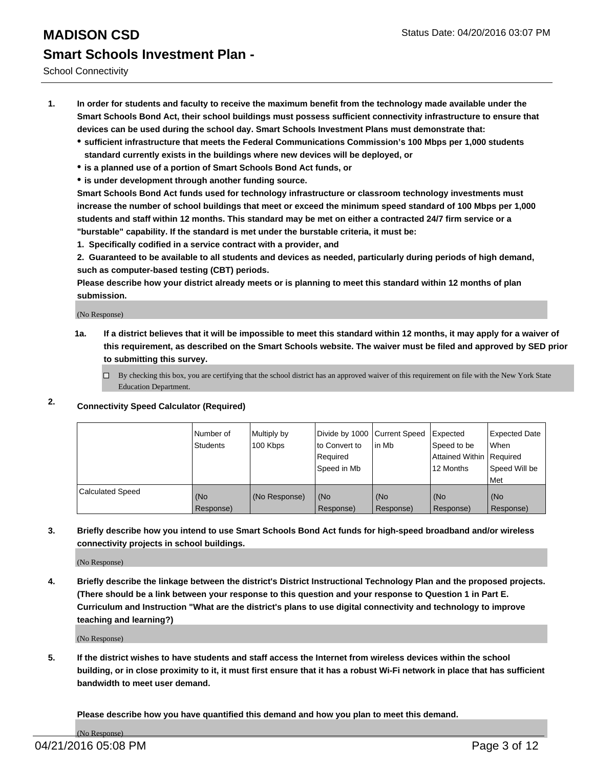# MADISON CSD

## Smart Schools Investment Plan -

School Connectivity

1. **In order for students and faculty to receive the maximum benefit from the technology made available under the Smart Schools Bond Act, their school buildings must possess sufficient connectivity infrastructure to ensure that devices can be used during the school day. Smart Schools Investment Plans must demonstrate that:**
   - **sufficient infrastructure that meets the Federal Communications Commission's 100 Mbps per 1,000 students standard currently exists in the buildings where new devices will be deployed, or**
   - **is a planned use of a portion of Smart Schools Bond Act funds, or**
   - **is under development through another funding source.**

   **Smart Schools Bond Act funds used for technology infrastructure or classroom technology investments must increase the number of school buildings that meet or exceed the minimum speed standard of 100 Mbps per 1,000 students and staff within 12 months. This standard may be met on either a contracted 24/7 firm service or a "burstable" capability. If the standard is met under the burstable criteria, it must be:**

   **1. Specifically codified in a service contract with a provider, and**

   **2. Guaranteed to be available to all students and devices as needed, particularly during periods of high demand, such as computer-based testing (CBT) periods.**

   **Please describe how your district already meets or is planning to meet this standard within 12 months of plan submission.**

   (No Response)

   **1a. If a district believes that it will be impossible to meet this standard within 12 months, it may apply for a waiver of this requirement, as described on the Smart Schools website. The waiver must be filed and approved by SED prior to submitting this survey.**

   ☐ By checking this box, you are certifying that the school district has an approved waiver of this requirement on file with the New York State Education Department.

2. **Connectivity Speed Calculator (Required)**

| | Number of Students | Multiply by 100 Kbps | Divide by 1000 to Convert to Required Speed in Mb | Current Speed in Mb | Expected Speed to be Attained Within 12 Months | Expected Date When Required Speed Will be Met |
|---|---|---|---|---|---|---|
| Calculated Speed | (No Response) | (No Response) | (No Response) | (No Response) | (No Response) | (No Response) |

3. **Briefly describe how you intend to use Smart Schools Bond Act funds for high-speed broadband and/or wireless connectivity projects in school buildings.**

   (No Response)

4. **Briefly describe the linkage between the district's District Instructional Technology Plan and the proposed projects. (There should be a link between your response to this question and your response to Question 1 in Part E. Curriculum and Instruction "What are the district's plans to use digital connectivity and technology to improve teaching and learning?)**

   (No Response)

5. **If the district wishes to have students and staff access the Internet from wireless devices within the school building, or in close proximity to it, it must first ensure that it has a robust Wi-Fi network in place that has sufficient bandwidth to meet user demand.**

   **Please describe how you have quantified this demand and how you plan to meet this demand.**

   (No Response)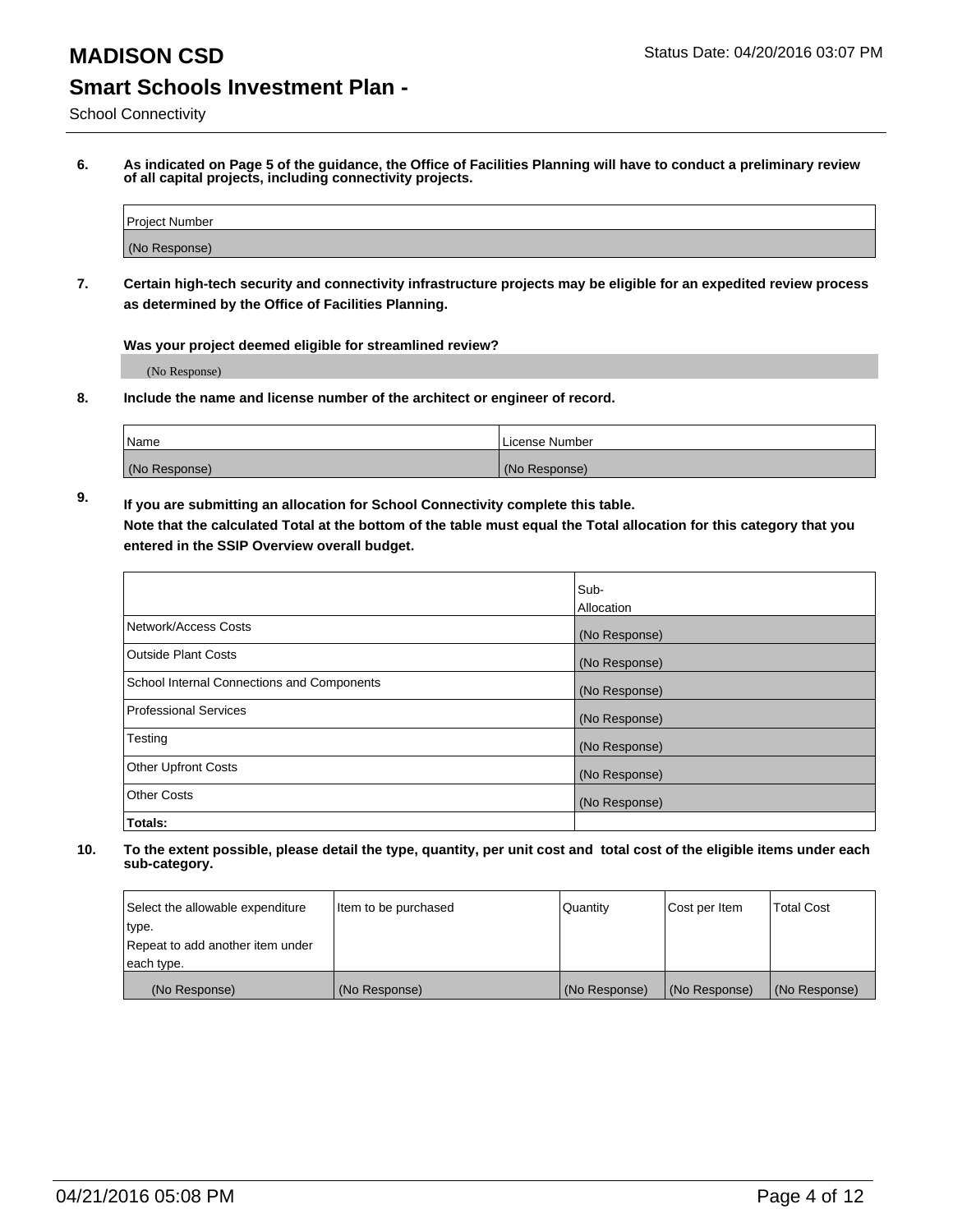# MADISON CSD

Status Date: 04/20/2016 03:07 PM

## Smart Schools Investment Plan -

School Connectivity

**6. As indicated on Page 5 of the guidance, the Office of Facilities Planning will have to conduct a preliminary review of all capital projects, including connectivity projects.**

| Project Number |
|---|
| (No Response) |

**7. Certain high-tech security and connectivity infrastructure projects may be eligible for an expedited review process as determined by the Office of Facilities Planning.**

**Was your project deemed eligible for streamlined review?**

(No Response)

**8. Include the name and license number of the architect or engineer of record.**

| Name | License Number |
|---|---|
| (No Response) | (No Response) |

**9. If you are submitting an allocation for School Connectivity complete this table. Note that the calculated Total at the bottom of the table must equal the Total allocation for this category that you entered in the SSIP Overview overall budget.**

| | Sub-Allocation |
|---|---|
| Network/Access Costs | (No Response) |
| Outside Plant Costs | (No Response) |
| School Internal Connections and Components | (No Response) |
| Professional Services | (No Response) |
| Testing | (No Response) |
| Other Upfront Costs | (No Response) |
| Other Costs | (No Response) |
| **Totals:** | |

**10. To the extent possible, please detail the type, quantity, per unit cost and total cost of the eligible items under each sub-category.**

| Select the allowable expenditure type. Repeat to add another item under each type. | Item to be purchased | Quantity | Cost per Item | Total Cost |
|---|---|---|---|---|
| (No Response) | (No Response) | (No Response) | (No Response) | (No Response) |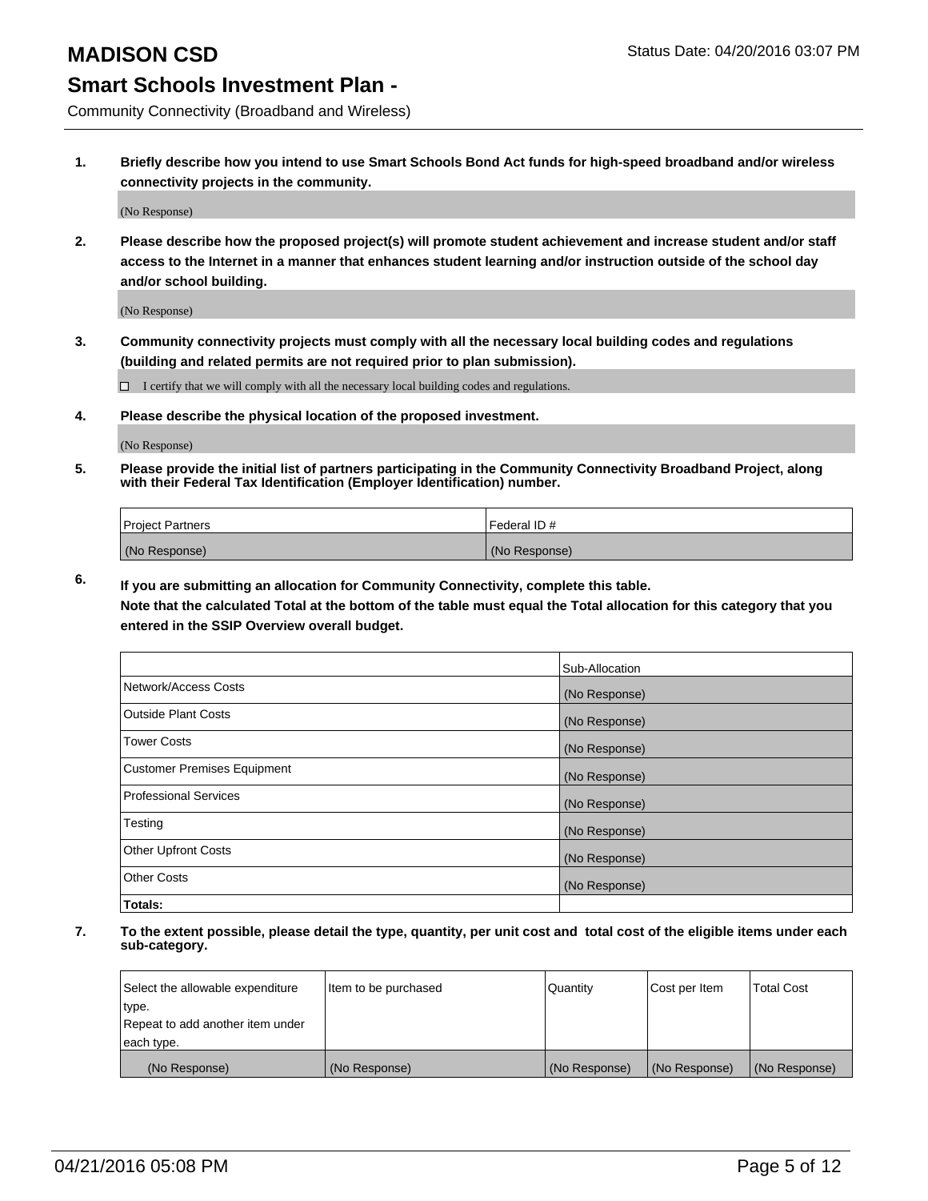# MADISON CSD

Status Date: 04/20/2016 03:07 PM

## Smart Schools Investment Plan -

Community Connectivity (Broadband and Wireless)

**1. Briefly describe how you intend to use Smart Schools Bond Act funds for high-speed broadband and/or wireless connectivity projects in the community.**

(No Response)

**2. Please describe how the proposed project(s) will promote student achievement and increase student and/or staff access to the Internet in a manner that enhances student learning and/or instruction outside of the school day and/or school building.**

(No Response)

**3. Community connectivity projects must comply with all the necessary local building codes and regulations (building and related permits are not required prior to plan submission).**

☐ I certify that we will comply with all the necessary local building codes and regulations.

**4. Please describe the physical location of the proposed investment.**

(No Response)

**5. Please provide the initial list of partners participating in the Community Connectivity Broadband Project, along with their Federal Tax Identification (Employer Identification) number.**

| Project Partners | Federal ID # |
|---|---|
| (No Response) | (No Response) |

**6. If you are submitting an allocation for Community Connectivity, complete this table. Note that the calculated Total at the bottom of the table must equal the Total allocation for this category that you entered in the SSIP Overview overall budget.**

| | Sub-Allocation |
|---|---|
| Network/Access Costs | (No Response) |
| Outside Plant Costs | (No Response) |
| Tower Costs | (No Response) |
| Customer Premises Equipment | (No Response) |
| Professional Services | (No Response) |
| Testing | (No Response) |
| Other Upfront Costs | (No Response) |
| Other Costs | (No Response) |
| **Totals:** | |

**7. To the extent possible, please detail the type, quantity, per unit cost and total cost of the eligible items under each sub-category.**

| Select the allowable expenditure type. Repeat to add another item under each type. | Item to be purchased | Quantity | Cost per Item | Total Cost |
|---|---|---|---|---|
| (No Response) | (No Response) | (No Response) | (No Response) | (No Response) |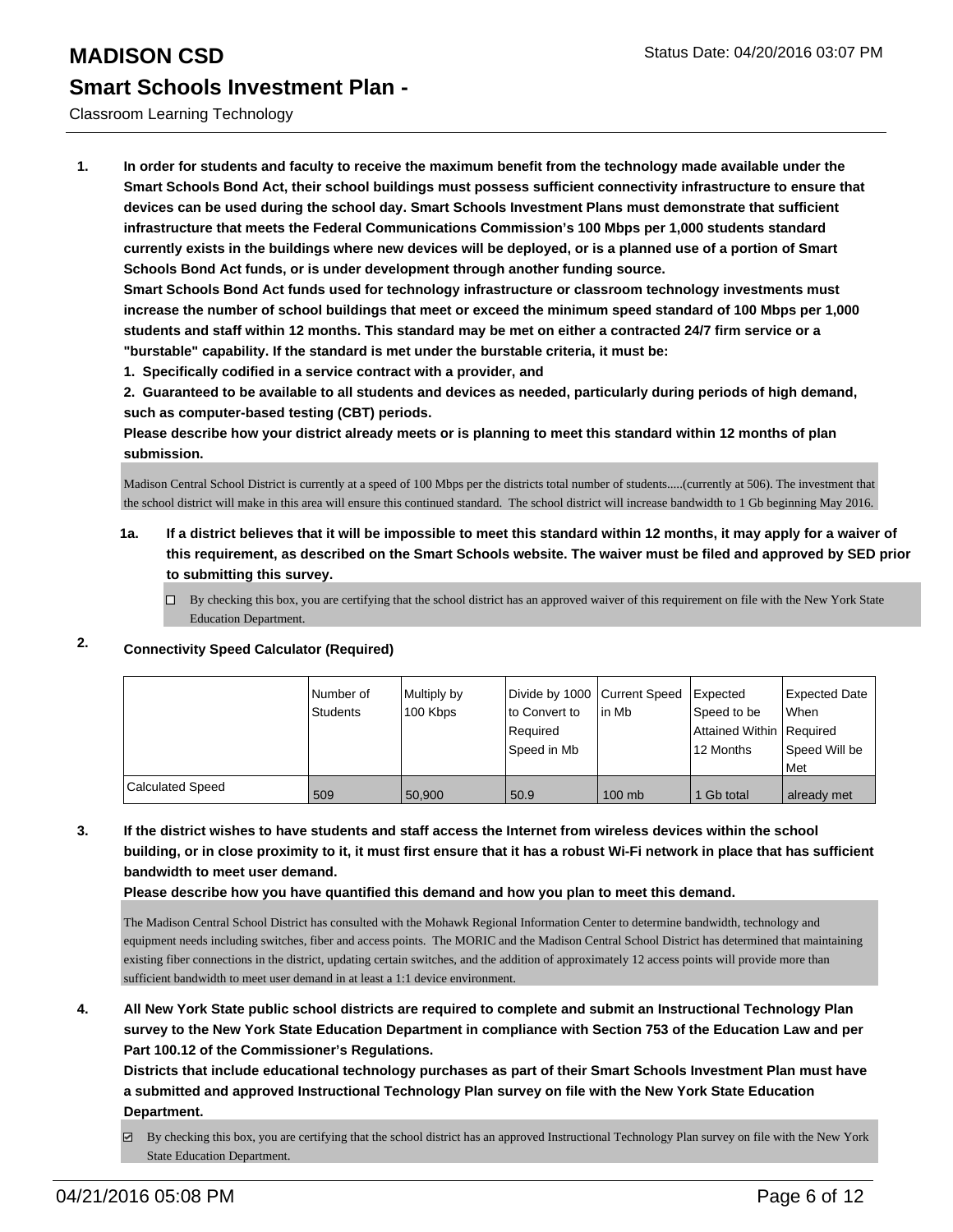# MADISON CSD

Status Date: 04/20/2016 03:07 PM

## Smart Schools Investment Plan -

Classroom Learning Technology

1. **In order for students and faculty to receive the maximum benefit from the technology made available under the Smart Schools Bond Act, their school buildings must possess sufficient connectivity infrastructure to ensure that devices can be used during the school day. Smart Schools Investment Plans must demonstrate that sufficient infrastructure that meets the Federal Communications Commission's 100 Mbps per 1,000 students standard currently exists in the buildings where new devices will be deployed, or is a planned use of a portion of Smart Schools Bond Act funds, or is under development through another funding source.**
   **Smart Schools Bond Act funds used for technology infrastructure or classroom technology investments must increase the number of school buildings that meet or exceed the minimum speed standard of 100 Mbps per 1,000 students and staff within 12 months. This standard may be met on either a contracted 24/7 firm service or a "burstable" capability. If the standard is met under the burstable criteria, it must be:**
   **1. Specifically codified in a service contract with a provider, and**
   **2. Guaranteed to be available to all students and devices as needed, particularly during periods of high demand, such as computer-based testing (CBT) periods.**
   **Please describe how your district already meets or is planning to meet this standard within 12 months of plan submission.**

   Madison Central School District is currently at a speed of 100 Mbps per the districts total number of students.....(currently at 506). The investment that the school district will make in this area will ensure this continued standard. The school district will increase bandwidth to 1 Gb beginning May 2016.

   1a. **If a district believes that it will be impossible to meet this standard within 12 months, it may apply for a waiver of this requirement, as described on the Smart Schools website. The waiver must be filed and approved by SED prior to submitting this survey.**

   ☐ By checking this box, you are certifying that the school district has an approved waiver of this requirement on file with the New York State Education Department.

2. **Connectivity Speed Calculator (Required)**

| | Number of Students | Multiply by 100 Kbps | Divide by 1000 to Convert to Required Speed in Mb | Current Speed in Mb | Expected Speed to be Attained Within 12 Months | Expected Date When Required Speed Will be Met |
|---|---|---|---|---|---|---|
| Calculated Speed | 509 | 50,900 | 50.9 | 100 mb | 1 Gb total | already met |

3. **If the district wishes to have students and staff access the Internet from wireless devices within the school building, or in close proximity to it, it must first ensure that it has a robust Wi-Fi network in place that has sufficient bandwidth to meet user demand.**
   **Please describe how you have quantified this demand and how you plan to meet this demand.**

   The Madison Central School District has consulted with the Mohawk Regional Information Center to determine bandwidth, technology and equipment needs including switches, fiber and access points. The MORIC and the Madison Central School District has determined that maintaining existing fiber connections in the district, updating certain switches, and the addition of approximately 12 access points will provide more than sufficient bandwidth to meet user demand in at least a 1:1 device environment.

4. **All New York State public school districts are required to complete and submit an Instructional Technology Plan survey to the New York State Education Department in compliance with Section 753 of the Education Law and per Part 100.12 of the Commissioner's Regulations.**
   **Districts that include educational technology purchases as part of their Smart Schools Investment Plan must have a submitted and approved Instructional Technology Plan survey on file with the New York State Education Department.**

   ☑ By checking this box, you are certifying that the school district has an approved Instructional Technology Plan survey on file with the New York State Education Department.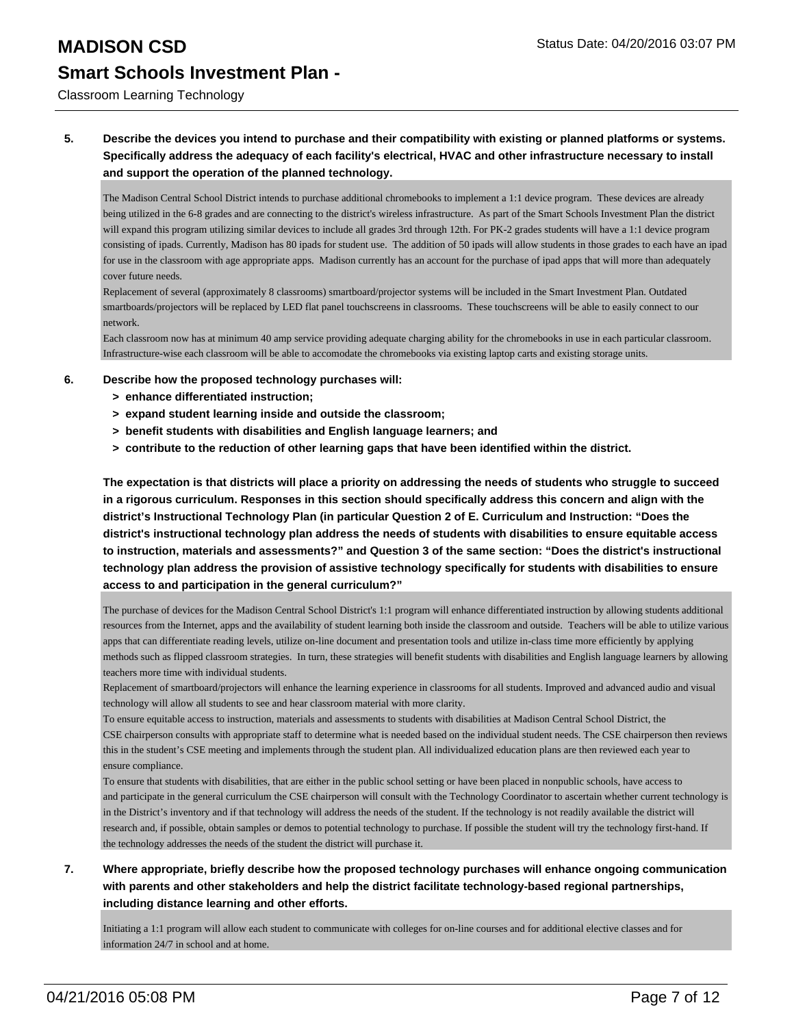**5. Describe the devices you intend to purchase and their compatibility with existing or planned platforms or systems. Specifically address the adequacy of each facility's electrical, HVAC and other infrastructure necessary to install and support the operation of the planned technology.**

The Madison Central School District intends to purchase additional chromebooks to implement a 1:1 device program. These devices are already being utilized in the 6-8 grades and are connecting to the district's wireless infrastructure. As part of the Smart Schools Investment Plan the district will expand this program utilizing similar devices to include all grades 3rd through 12th. For PK-2 grades students will have a 1:1 device program consisting of ipads. Currently, Madison has 80 ipads for student use. The addition of 50 ipads will allow students in those grades to each have an ipad for use in the classroom with age appropriate apps. Madison currently has an account for the purchase of ipad apps that will more than adequately cover future needs.
Replacement of several (approximately 8 classrooms) smartboard/projector systems will be included in the Smart Investment Plan. Outdated smartboards/projectors will be replaced by LED flat panel touchscreens in classrooms. These touchscreens will be able to easily connect to our network.
Each classroom now has at minimum 40 amp service providing adequate charging ability for the chromebooks in use in each particular classroom. Infrastructure-wise each classroom will be able to accomodate the chromebooks via existing laptop carts and existing storage units.

**6. Describe how the proposed technology purchases will:**
- **> enhance differentiated instruction;**
- **> expand student learning inside and outside the classroom;**
- **> benefit students with disabilities and English language learners; and**
- **> contribute to the reduction of other learning gaps that have been identified within the district.**

**The expectation is that districts will place a priority on addressing the needs of students who struggle to succeed in a rigorous curriculum. Responses in this section should specifically address this concern and align with the district's Instructional Technology Plan (in particular Question 2 of E. Curriculum and Instruction: "Does the district's instructional technology plan address the needs of students with disabilities to ensure equitable access to instruction, materials and assessments?" and Question 3 of the same section: "Does the district's instructional technology plan address the provision of assistive technology specifically for students with disabilities to ensure access to and participation in the general curriculum?"**

The purchase of devices for the Madison Central School District's 1:1 program will enhance differentiated instruction by allowing students additional resources from the Internet, apps and the availability of student learning both inside the classroom and outside. Teachers will be able to utilize various apps that can differentiate reading levels, utilize on-line document and presentation tools and utilize in-class time more efficiently by applying methods such as flipped classroom strategies. In turn, these strategies will benefit students with disabilities and English language learners by allowing teachers more time with individual students.
Replacement of smartboard/projectors will enhance the learning experience in classrooms for all students. Improved and advanced audio and visual technology will allow all students to see and hear classroom material with more clarity.
To ensure equitable access to instruction, materials and assessments to students with disabilities at Madison Central School District, the CSE chairperson consults with appropriate staff to determine what is needed based on the individual student needs. The CSE chairperson then reviews this in the student's CSE meeting and implements through the student plan. All individualized education plans are then reviewed each year to ensure compliance.
To ensure that students with disabilities, that are either in the public school setting or have been placed in nonpublic schools, have access to and participate in the general curriculum the CSE chairperson will consult with the Technology Coordinator to ascertain whether current technology is in the District's inventory and if that technology will address the needs of the student. If the technology is not readily available the district will research and, if possible, obtain samples or demos to potential technology to purchase. If possible the student will try the technology first-hand. If the technology addresses the needs of the student the district will purchase it.

**7. Where appropriate, briefly describe how the proposed technology purchases will enhance ongoing communication with parents and other stakeholders and help the district facilitate technology-based regional partnerships, including distance learning and other efforts.**

Initiating a 1:1 program will allow each student to communicate with colleges for on-line courses and for additional elective classes and for information 24/7 in school and at home.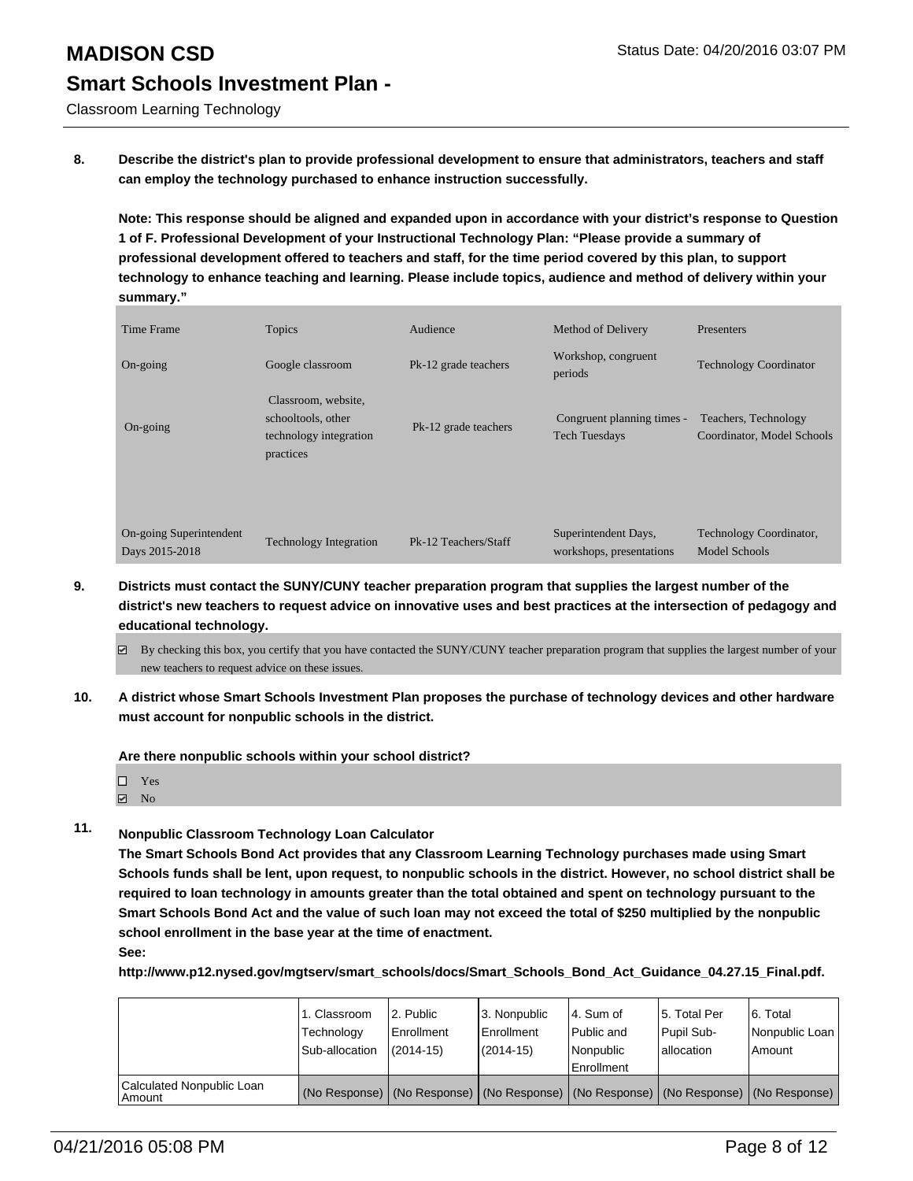**8. Describe the district's plan to provide professional development to ensure that administrators, teachers and staff can employ the technology purchased to enhance instruction successfully.**

**Note: This response should be aligned and expanded upon in accordance with your district's response to Question 1 of F. Professional Development of your Instructional Technology Plan: "Please provide a summary of professional development offered to teachers and staff, for the time period covered by this plan, to support technology to enhance teaching and learning. Please include topics, audience and method of delivery within your summary."**

| Time Frame | Topics | Audience | Method of Delivery | Presenters |
|---|---|---|---|---|
| On-going | Google classroom | Pk-12 grade teachers | Workshop, congruent periods | Technology Coordinator |
| On-going | Classroom, website, schooltools, other technology integration practices | Pk-12 grade teachers | Congruent planning times - Tech Tuesdays | Teachers, Technology Coordinator, Model Schools |
| On-going Superintendent Days 2015-2018 | Technology Integration | Pk-12 Teachers/Staff | Superintendent Days, workshops, presentations | Technology Coordinator, Model Schools |

**9. Districts must contact the SUNY/CUNY teacher preparation program that supplies the largest number of the district's new teachers to request advice on innovative uses and best practices at the intersection of pedagogy and educational technology.**

☑ By checking this box, you certify that you have contacted the SUNY/CUNY teacher preparation program that supplies the largest number of your new teachers to request advice on these issues.

**10. A district whose Smart Schools Investment Plan proposes the purchase of technology devices and other hardware must account for nonpublic schools in the district.**

**Are there nonpublic schools within your school district?**

☐ Yes
☑ No

**11. Nonpublic Classroom Technology Loan Calculator**

**The Smart Schools Bond Act provides that any Classroom Learning Technology purchases made using Smart Schools funds shall be lent, upon request, to nonpublic schools in the district. However, no school district shall be required to loan technology in amounts greater than the total obtained and spent on technology pursuant to the Smart Schools Bond Act and the value of such loan may not exceed the total of $250 multiplied by the nonpublic school enrollment in the base year at the time of enactment.**

**See:**

**http://www.p12.nysed.gov/mgtserv/smart_schools/docs/Smart_Schools_Bond_Act_Guidance_04.27.15_Final.pdf.**

| | 1. Classroom Technology Sub-allocation | 2. Public Enrollment (2014-15) | 3. Nonpublic Enrollment (2014-15) | 4. Sum of Public and Nonpublic Enrollment | 5. Total Per Pupil Sub-allocation | 6. Total Nonpublic Loan Amount |
|---|---|---|---|---|---|---|
| Calculated Nonpublic Loan Amount | (No Response) | (No Response) | (No Response) | (No Response) | (No Response) | (No Response) |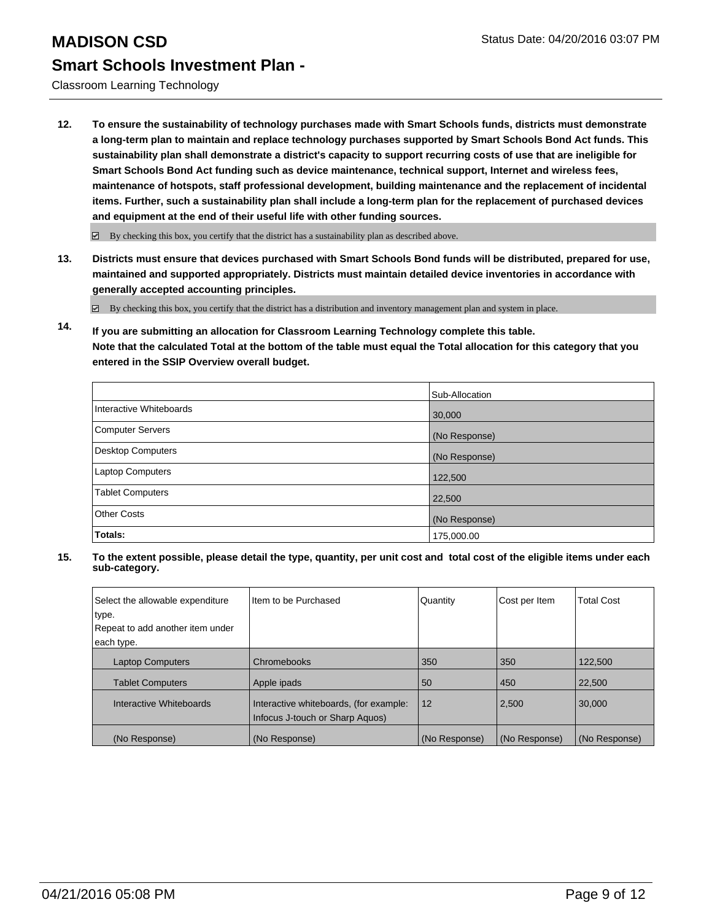# MADISON CSD

## Smart Schools Investment Plan -

Classroom Learning Technology

**12. To ensure the sustainability of technology purchases made with Smart Schools funds, districts must demonstrate a long-term plan to maintain and replace technology purchases supported by Smart Schools Bond Act funds. This sustainability plan shall demonstrate a district's capacity to support recurring costs of use that are ineligible for Smart Schools Bond Act funding such as device maintenance, technical support, Internet and wireless fees, maintenance of hotspots, staff professional development, building maintenance and the replacement of incidental items. Further, such a sustainability plan shall include a long-term plan for the replacement of purchased devices and equipment at the end of their useful life with other funding sources.**

☑ By checking this box, you certify that the district has a sustainability plan as described above.

**13. Districts must ensure that devices purchased with Smart Schools Bond funds will be distributed, prepared for use, maintained and supported appropriately. Districts must maintain detailed device inventories in accordance with generally accepted accounting principles.**

☑ By checking this box, you certify that the district has a distribution and inventory management plan and system in place.

**14. If you are submitting an allocation for Classroom Learning Technology complete this table. Note that the calculated Total at the bottom of the table must equal the Total allocation for this category that you entered in the SSIP Overview overall budget.**

| | Sub-Allocation |
|---|---|
| Interactive Whiteboards | 30,000 |
| Computer Servers | (No Response) |
| Desktop Computers | (No Response) |
| Laptop Computers | 122,500 |
| Tablet Computers | 22,500 |
| Other Costs | (No Response) |
| **Totals:** | 175,000.00 |

**15. To the extent possible, please detail the type, quantity, per unit cost and total cost of the eligible items under each sub-category.**

| Select the allowable expenditure type. Repeat to add another item under each type. | Item to be Purchased | Quantity | Cost per Item | Total Cost |
|---|---|---|---|---|
| Laptop Computers | Chromebooks | 350 | 350 | 122,500 |
| Tablet Computers | Apple ipads | 50 | 450 | 22,500 |
| Interactive Whiteboards | Interactive whiteboards, (for example: Infocus J-touch or Sharp Aquos) | 12 | 2,500 | 30,000 |
| (No Response) | (No Response) | (No Response) | (No Response) | (No Response) |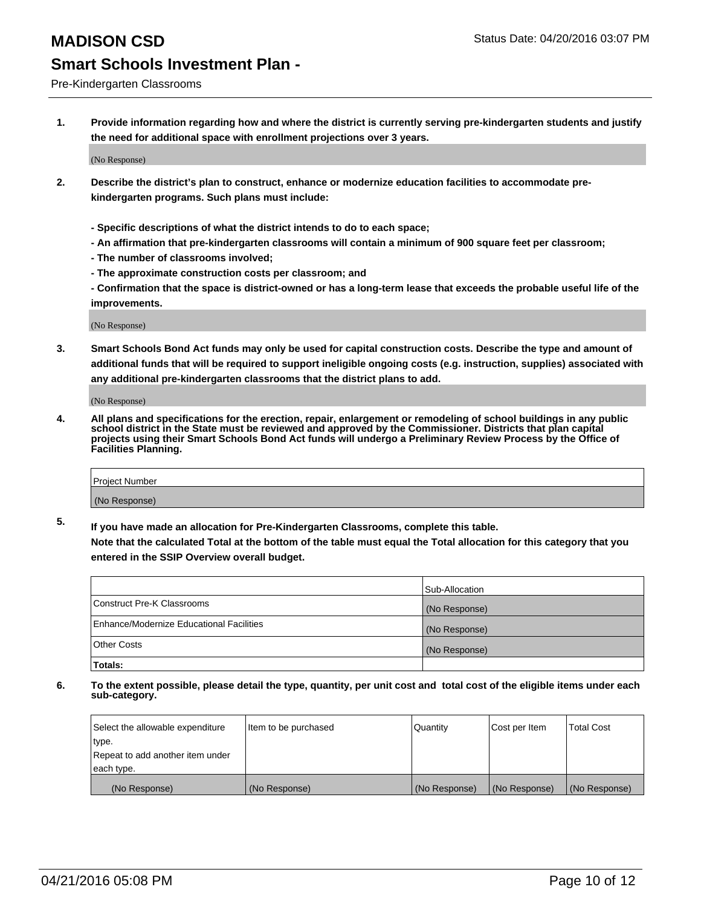# MADISON CSD

Status Date: 04/20/2016 03:07 PM

## Smart Schools Investment Plan -

Pre-Kindergarten Classrooms

**1. Provide information regarding how and where the district is currently serving pre-kindergarten students and justify the need for additional space with enrollment projections over 3 years.**

(No Response)

**2. Describe the district's plan to construct, enhance or modernize education facilities to accommodate pre-kindergarten programs. Such plans must include:**

**- Specific descriptions of what the district intends to do to each space;**
**- An affirmation that pre-kindergarten classrooms will contain a minimum of 900 square feet per classroom;**
**- The number of classrooms involved;**
**- The approximate construction costs per classroom; and**
**- Confirmation that the space is district-owned or has a long-term lease that exceeds the probable useful life of the improvements.**

(No Response)

**3. Smart Schools Bond Act funds may only be used for capital construction costs. Describe the type and amount of additional funds that will be required to support ineligible ongoing costs (e.g. instruction, supplies) associated with any additional pre-kindergarten classrooms that the district plans to add.**

(No Response)

**4. All plans and specifications for the erection, repair, enlargement or remodeling of school buildings in any public school district in the State must be reviewed and approved by the Commissioner. Districts that plan capital projects using their Smart Schools Bond Act funds will undergo a Preliminary Review Process by the Office of Facilities Planning.**

| Project Number |
|---|
| (No Response) |

**5. If you have made an allocation for Pre-Kindergarten Classrooms, complete this table.**
**Note that the calculated Total at the bottom of the table must equal the Total allocation for this category that you entered in the SSIP Overview overall budget.**

| | Sub-Allocation |
|---|---|
| Construct Pre-K Classrooms | (No Response) |
| Enhance/Modernize Educational Facilities | (No Response) |
| Other Costs | (No Response) |
| **Totals:** | |

**6. To the extent possible, please detail the type, quantity, per unit cost and total cost of the eligible items under each sub-category.**

| Select the allowable expenditure type. Repeat to add another item under each type. | Item to be purchased | Quantity | Cost per Item | Total Cost |
|---|---|---|---|---|
| (No Response) | (No Response) | (No Response) | (No Response) | (No Response) |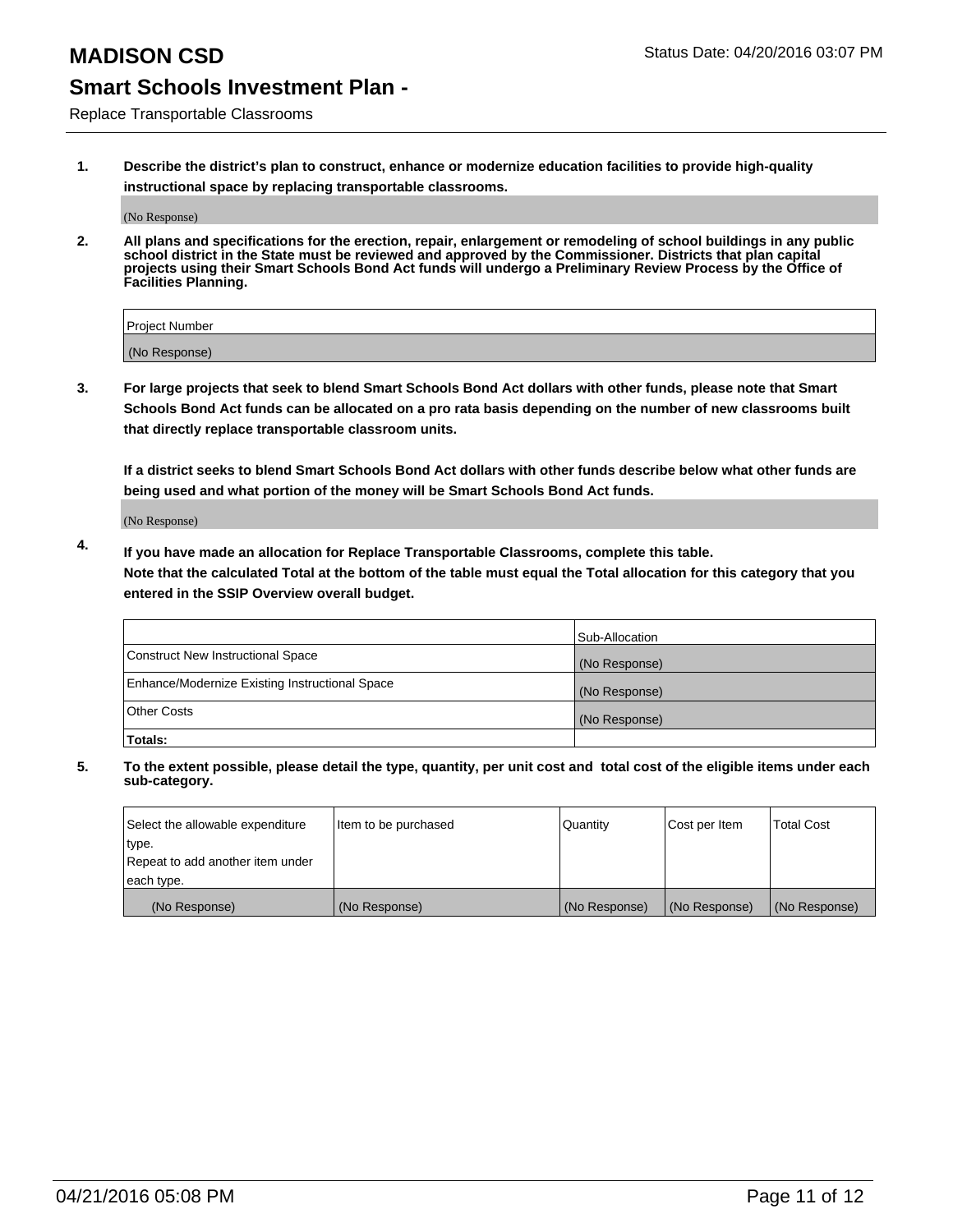# MADISON CSD

## Smart Schools Investment Plan -

Replace Transportable Classrooms

Status Date: 04/20/2016 03:07 PM

**1. Describe the district's plan to construct, enhance or modernize education facilities to provide high-quality instructional space by replacing transportable classrooms.**

(No Response)

**2. All plans and specifications for the erection, repair, enlargement or remodeling of school buildings in any public school district in the State must be reviewed and approved by the Commissioner. Districts that plan capital projects using their Smart Schools Bond Act funds will undergo a Preliminary Review Process by the Office of Facilities Planning.**

| Project Number |
| --- |
| (No Response) |

**3. For large projects that seek to blend Smart Schools Bond Act dollars with other funds, please note that Smart Schools Bond Act funds can be allocated on a pro rata basis depending on the number of new classrooms built that directly replace transportable classroom units.**

**If a district seeks to blend Smart Schools Bond Act dollars with other funds describe below what other funds are being used and what portion of the money will be Smart Schools Bond Act funds.**

(No Response)

**4. If you have made an allocation for Replace Transportable Classrooms, complete this table. Note that the calculated Total at the bottom of the table must equal the Total allocation for this category that you entered in the SSIP Overview overall budget.**

| | Sub-Allocation |
| --- | --- |
| Construct New Instructional Space | (No Response) |
| Enhance/Modernize Existing Instructional Space | (No Response) |
| Other Costs | (No Response) |
| **Totals:** | |

**5. To the extent possible, please detail the type, quantity, per unit cost and total cost of the eligible items under each sub-category.**

| Select the allowable expenditure type. Repeat to add another item under each type. | Item to be purchased | Quantity | Cost per Item | Total Cost |
| --- | --- | --- | --- | --- |
| (No Response) | (No Response) | (No Response) | (No Response) | (No Response) |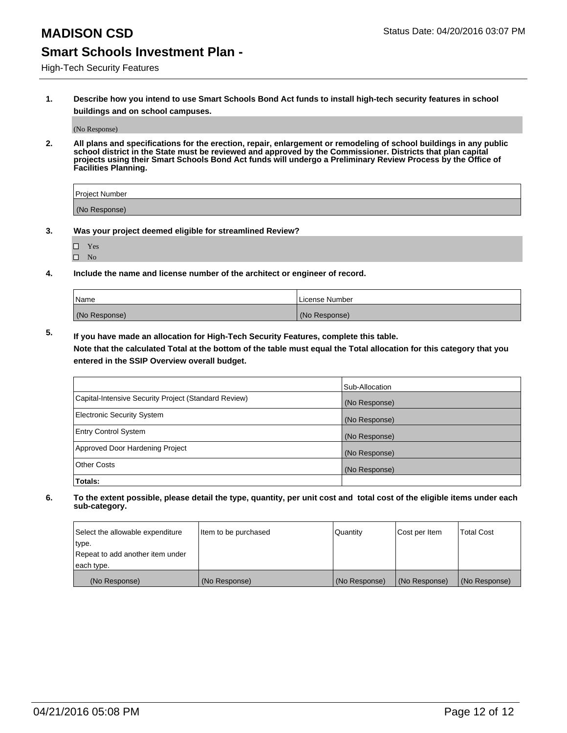# MADISON CSD

Status Date: 04/20/2016 03:07 PM

## Smart Schools Investment Plan -

High-Tech Security Features

**1. Describe how you intend to use Smart Schools Bond Act funds to install high-tech security features in school buildings and on school campuses.**

(No Response)

**2. All plans and specifications for the erection, repair, enlargement or remodeling of school buildings in any public school district in the State must be reviewed and approved by the Commissioner. Districts that plan capital projects using their Smart Schools Bond Act funds will undergo a Preliminary Review Process by the Office of Facilities Planning.**

| Project Number |
|---|
| (No Response) |

**3. Was your project deemed eligible for streamlined Review?**

- ☐ Yes
- ☐ No

**4. Include the name and license number of the architect or engineer of record.**

| Name | License Number |
|---|---|
| (No Response) | (No Response) |

**5. If you have made an allocation for High-Tech Security Features, complete this table.**
**Note that the calculated Total at the bottom of the table must equal the Total allocation for this category that you entered in the SSIP Overview overall budget.**

| | Sub-Allocation |
|---|---|
| Capital-Intensive Security Project (Standard Review) | (No Response) |
| Electronic Security System | (No Response) |
| Entry Control System | (No Response) |
| Approved Door Hardening Project | (No Response) |
| Other Costs | (No Response) |
| **Totals:** | |

**6. To the extent possible, please detail the type, quantity, per unit cost and total cost of the eligible items under each sub-category.**

| Select the allowable expenditure type. Repeat to add another item under each type. | Item to be purchased | Quantity | Cost per Item | Total Cost |
|---|---|---|---|---|
| (No Response) | (No Response) | (No Response) | (No Response) | (No Response) |